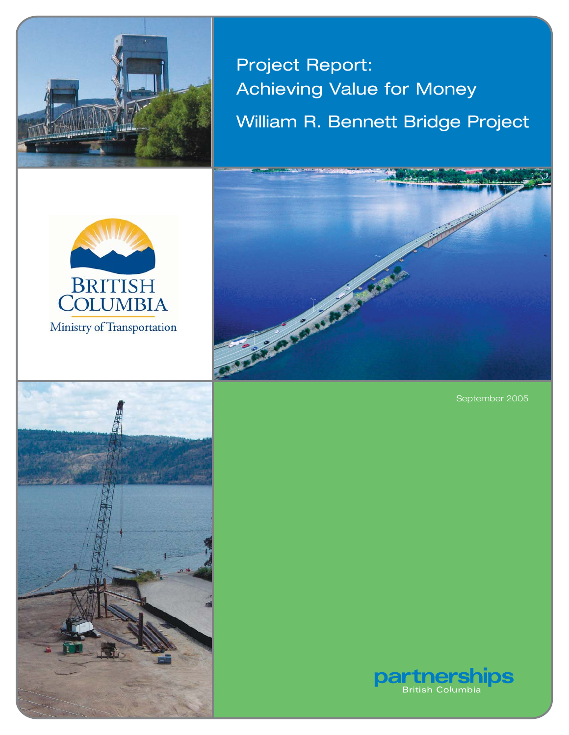# Project Report: Achieving Value for Money

## William R. Bennett Bridge Project

British Columbia
Ministry of Transportation

September 2005

partnerships British Columbia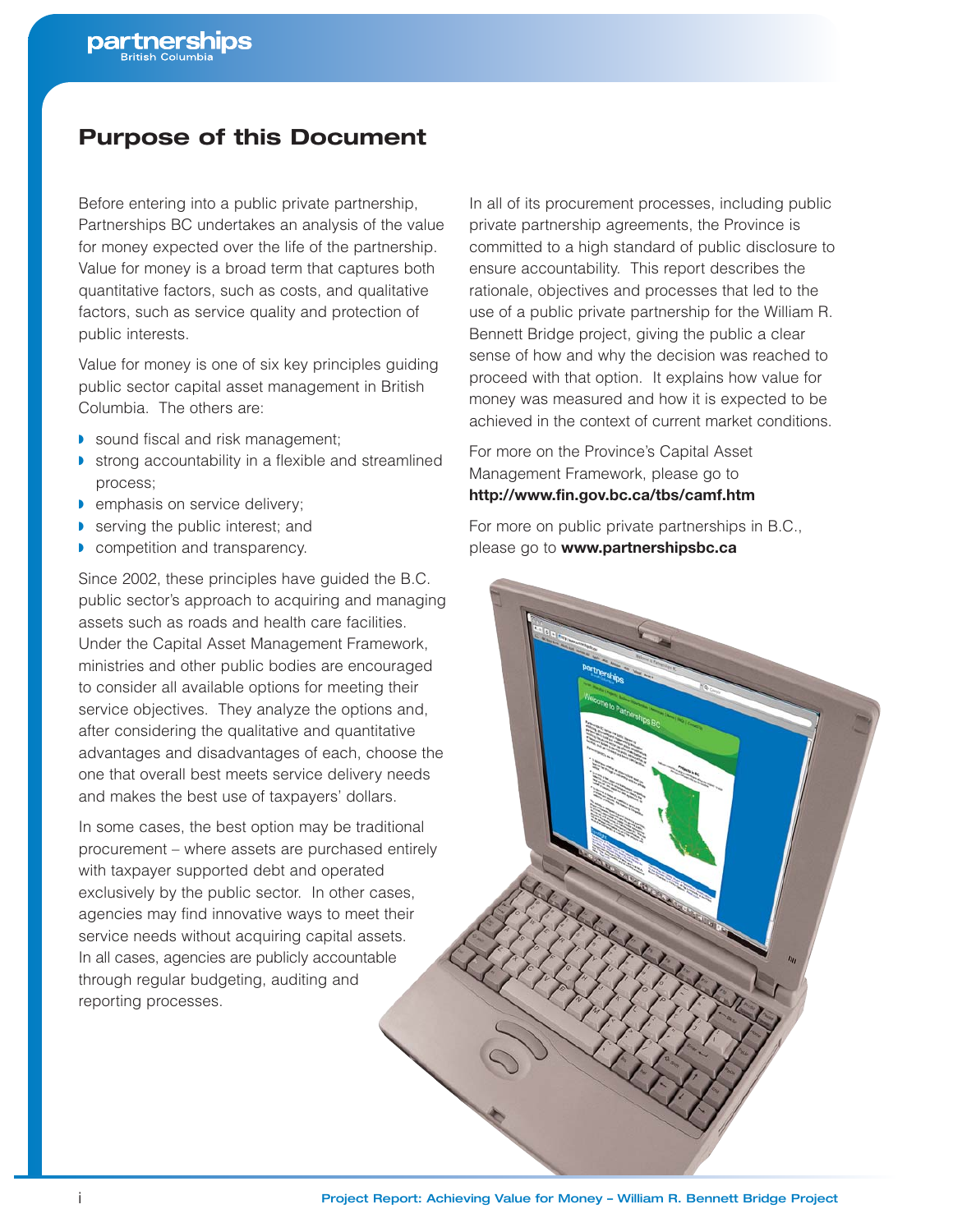# Purpose of this Document

Before entering into a public private partnership, Partnerships BC undertakes an analysis of the value for money expected over the life of the partnership. Value for money is a broad term that captures both quantitative factors, such as costs, and qualitative factors, such as service quality and protection of public interests.

Value for money is one of six key principles guiding public sector capital asset management in British Columbia. The others are:

- sound fiscal and risk management;
- strong accountability in a flexible and streamlined process;
- emphasis on service delivery;
- serving the public interest; and
- competition and transparency.

Since 2002, these principles have guided the B.C. public sector's approach to acquiring and managing assets such as roads and health care facilities. Under the Capital Asset Management Framework, ministries and other public bodies are encouraged to consider all available options for meeting their service objectives. They analyze the options and, after considering the qualitative and quantitative advantages and disadvantages of each, choose the one that overall best meets service delivery needs and makes the best use of taxpayers' dollars.

In some cases, the best option may be traditional procurement – where assets are purchased entirely with taxpayer supported debt and operated exclusively by the public sector. In other cases, agencies may find innovative ways to meet their service needs without acquiring capital assets. In all cases, agencies are publicly accountable through regular budgeting, auditing and reporting processes.

In all of its procurement processes, including public private partnership agreements, the Province is committed to a high standard of public disclosure to ensure accountability. This report describes the rationale, objectives and processes that led to the use of a public private partnership for the William R. Bennett Bridge project, giving the public a clear sense of how and why the decision was reached to proceed with that option. It explains how value for money was measured and how it is expected to be achieved in the context of current market conditions.

For more on the Province's Capital Asset Management Framework, please go to **http://www.fin.gov.bc.ca/tbs/camf.htm**

For more on public private partnerships in B.C., please go to **www.partnershipsbc.ca**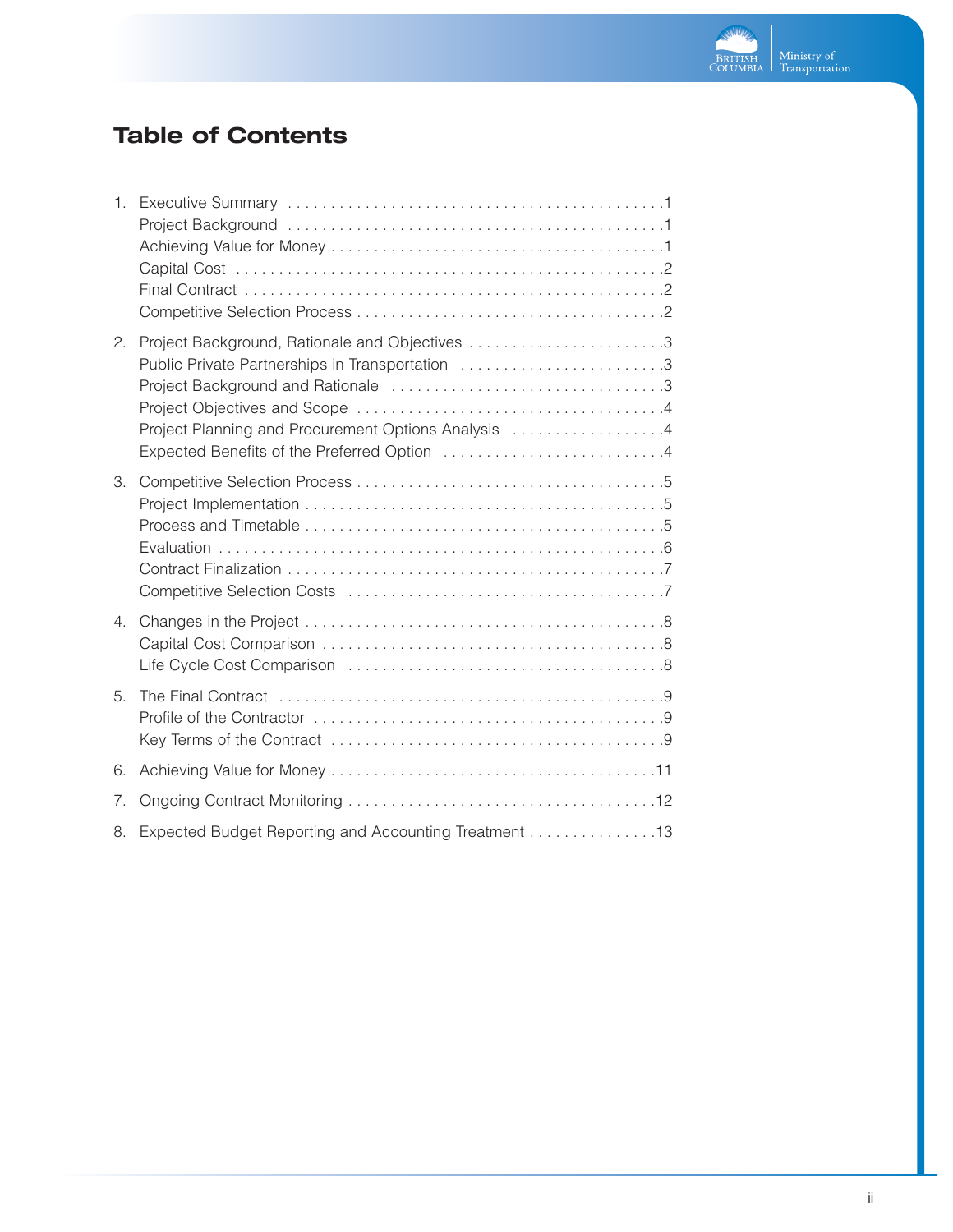# Table of Contents

1. Executive Summary . . . . . . . . . . . . . . . . . . . . . . . . . . . . . . . . . . . . . . . . . . . . .1
   Project Background . . . . . . . . . . . . . . . . . . . . . . . . . . . . . . . . . . . . . . . . . . . . .1
   Achieving Value for Money . . . . . . . . . . . . . . . . . . . . . . . . . . . . . . . . . . . . . . .1
   Capital Cost . . . . . . . . . . . . . . . . . . . . . . . . . . . . . . . . . . . . . . . . . . . . . . . . . .2
   Final Contract . . . . . . . . . . . . . . . . . . . . . . . . . . . . . . . . . . . . . . . . . . . . . . . .2
   Competitive Selection Process . . . . . . . . . . . . . . . . . . . . . . . . . . . . . . . . . . . .2
2. Project Background, Rationale and Objectives . . . . . . . . . . . . . . . . . . . . . . .3
   Public Private Partnerships in Transportation . . . . . . . . . . . . . . . . . . . . . . . .3
   Project Background and Rationale . . . . . . . . . . . . . . . . . . . . . . . . . . . . . . . .3
   Project Objectives and Scope . . . . . . . . . . . . . . . . . . . . . . . . . . . . . . . . . . . .4
   Project Planning and Procurement Options Analysis . . . . . . . . . . . . . . . . . .4
   Expected Benefits of the Preferred Option . . . . . . . . . . . . . . . . . . . . . . . . . .4
3. Competitive Selection Process . . . . . . . . . . . . . . . . . . . . . . . . . . . . . . . . . . . .5
   Project Implementation . . . . . . . . . . . . . . . . . . . . . . . . . . . . . . . . . . . . . . . . .5
   Process and Timetable . . . . . . . . . . . . . . . . . . . . . . . . . . . . . . . . . . . . . . . . .5
   Evaluation . . . . . . . . . . . . . . . . . . . . . . . . . . . . . . . . . . . . . . . . . . . . . . . . . . .6
   Contract Finalization . . . . . . . . . . . . . . . . . . . . . . . . . . . . . . . . . . . . . . . . . . .7
   Competitive Selection Costs . . . . . . . . . . . . . . . . . . . . . . . . . . . . . . . . . . . . .7
4. Changes in the Project . . . . . . . . . . . . . . . . . . . . . . . . . . . . . . . . . . . . . . . . . .8
   Capital Cost Comparison . . . . . . . . . . . . . . . . . . . . . . . . . . . . . . . . . . . . . . . .8
   Life Cycle Cost Comparison . . . . . . . . . . . . . . . . . . . . . . . . . . . . . . . . . . . . .8
5. The Final Contract . . . . . . . . . . . . . . . . . . . . . . . . . . . . . . . . . . . . . . . . . . . .9
   Profile of the Contractor . . . . . . . . . . . . . . . . . . . . . . . . . . . . . . . . . . . . . . . .9
   Key Terms of the Contract . . . . . . . . . . . . . . . . . . . . . . . . . . . . . . . . . . . . . .9
6. Achieving Value for Money . . . . . . . . . . . . . . . . . . . . . . . . . . . . . . . . . . . . . .11
7. Ongoing Contract Monitoring . . . . . . . . . . . . . . . . . . . . . . . . . . . . . . . . . . . .12
8. Expected Budget Reporting and Accounting Treatment . . . . . . . . . . . . . . .13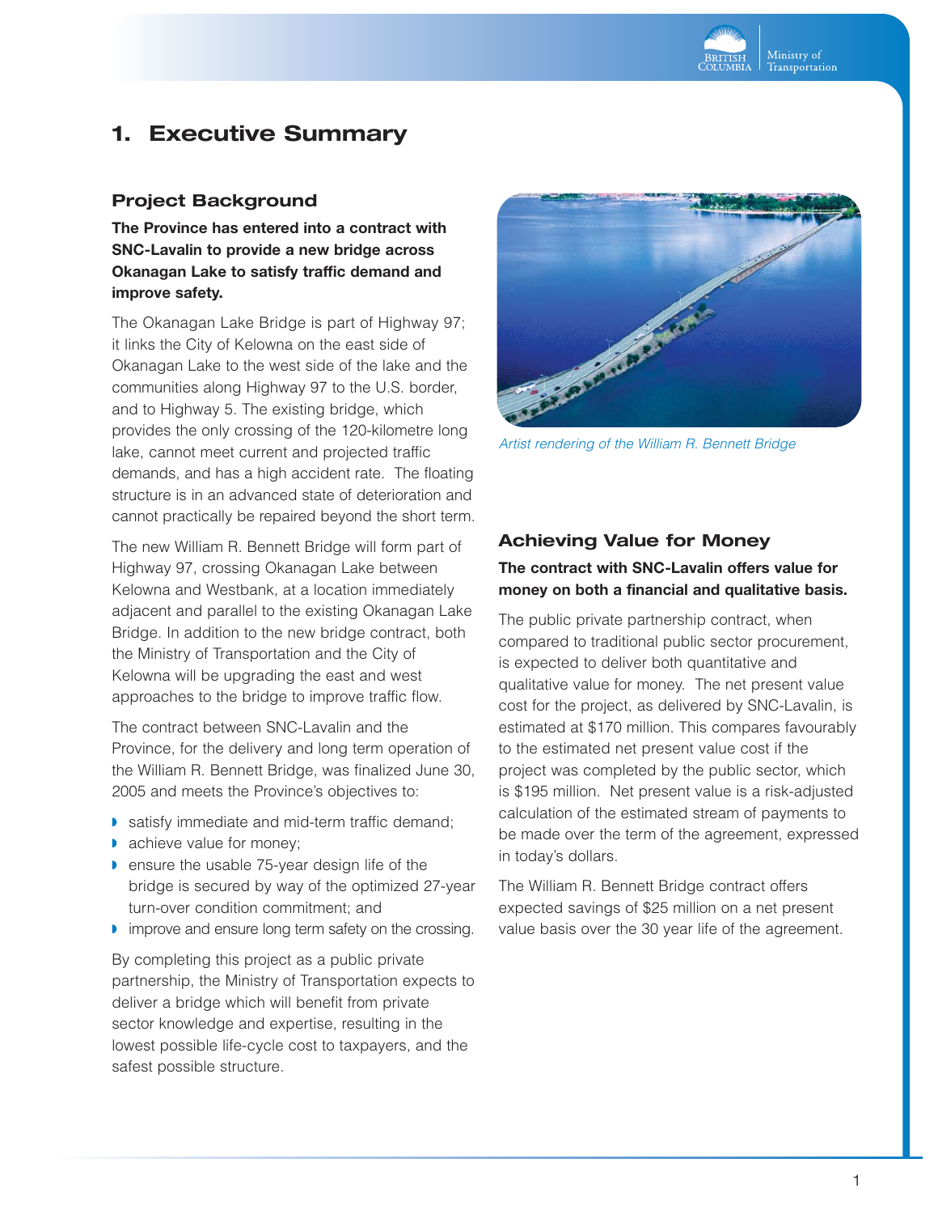# 1. Executive Summary

## Project Background

**The Province has entered into a contract with SNC-Lavalin to provide a new bridge across Okanagan Lake to satisfy traffic demand and improve safety.**

The Okanagan Lake Bridge is part of Highway 97; it links the City of Kelowna on the east side of Okanagan Lake to the west side of the lake and the communities along Highway 97 to the U.S. border, and to Highway 5. The existing bridge, which provides the only crossing of the 120-kilometre long lake, cannot meet current and projected traffic demands, and has a high accident rate. The floating structure is in an advanced state of deterioration and cannot practically be repaired beyond the short term.

The new William R. Bennett Bridge will form part of Highway 97, crossing Okanagan Lake between Kelowna and Westbank, at a location immediately adjacent and parallel to the existing Okanagan Lake Bridge. In addition to the new bridge contract, both the Ministry of Transportation and the City of Kelowna will be upgrading the east and west approaches to the bridge to improve traffic flow.

The contract between SNC-Lavalin and the Province, for the delivery and long term operation of the William R. Bennett Bridge, was finalized June 30, 2005 and meets the Province's objectives to:

- satisfy immediate and mid-term traffic demand;
- achieve value for money;
- ensure the usable 75-year design life of the bridge is secured by way of the optimized 27-year turn-over condition commitment; and
- improve and ensure long term safety on the crossing.

By completing this project as a public private partnership, the Ministry of Transportation expects to deliver a bridge which will benefit from private sector knowledge and expertise, resulting in the lowest possible life-cycle cost to taxpayers, and the safest possible structure.

*Artist rendering of the William R. Bennett Bridge*

## Achieving Value for Money

**The contract with SNC-Lavalin offers value for money on both a financial and qualitative basis.**

The public private partnership contract, when compared to traditional public sector procurement, is expected to deliver both quantitative and qualitative value for money. The net present value cost for the project, as delivered by SNC-Lavalin, is estimated at $170 million. This compares favourably to the estimated net present value cost if the project was completed by the public sector, which is $195 million. Net present value is a risk-adjusted calculation of the estimated stream of payments to be made over the term of the agreement, expressed in today's dollars.

The William R. Bennett Bridge contract offers expected savings of $25 million on a net present value basis over the 30 year life of the agreement.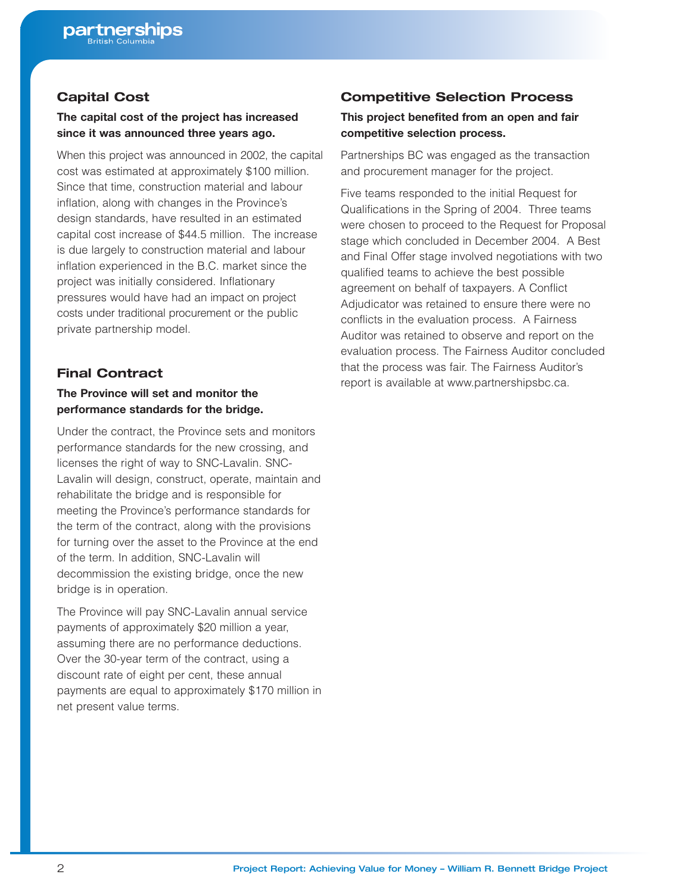## Capital Cost

**The capital cost of the project has increased since it was announced three years ago.**

When this project was announced in 2002, the capital cost was estimated at approximately $100 million. Since that time, construction material and labour inflation, along with changes in the Province's design standards, have resulted in an estimated capital cost increase of $44.5 million. The increase is due largely to construction material and labour inflation experienced in the B.C. market since the project was initially considered. Inflationary pressures would have had an impact on project costs under traditional procurement or the public private partnership model.

## Final Contract

**The Province will set and monitor the performance standards for the bridge.**

Under the contract, the Province sets and monitors performance standards for the new crossing, and licenses the right of way to SNC-Lavalin. SNC-Lavalin will design, construct, operate, maintain and rehabilitate the bridge and is responsible for meeting the Province's performance standards for the term of the contract, along with the provisions for turning over the asset to the Province at the end of the term. In addition, SNC-Lavalin will decommission the existing bridge, once the new bridge is in operation.

The Province will pay SNC-Lavalin annual service payments of approximately $20 million a year, assuming there are no performance deductions. Over the 30-year term of the contract, using a discount rate of eight per cent, these annual payments are equal to approximately $170 million in net present value terms.

## Competitive Selection Process

**This project benefited from an open and fair competitive selection process.**

Partnerships BC was engaged as the transaction and procurement manager for the project.

Five teams responded to the initial Request for Qualifications in the Spring of 2004. Three teams were chosen to proceed to the Request for Proposal stage which concluded in December 2004. A Best and Final Offer stage involved negotiations with two qualified teams to achieve the best possible agreement on behalf of taxpayers. A Conflict Adjudicator was retained to ensure there were no conflicts in the evaluation process. A Fairness Auditor was retained to observe and report on the evaluation process. The Fairness Auditor concluded that the process was fair. The Fairness Auditor's report is available at www.partnershipsbc.ca.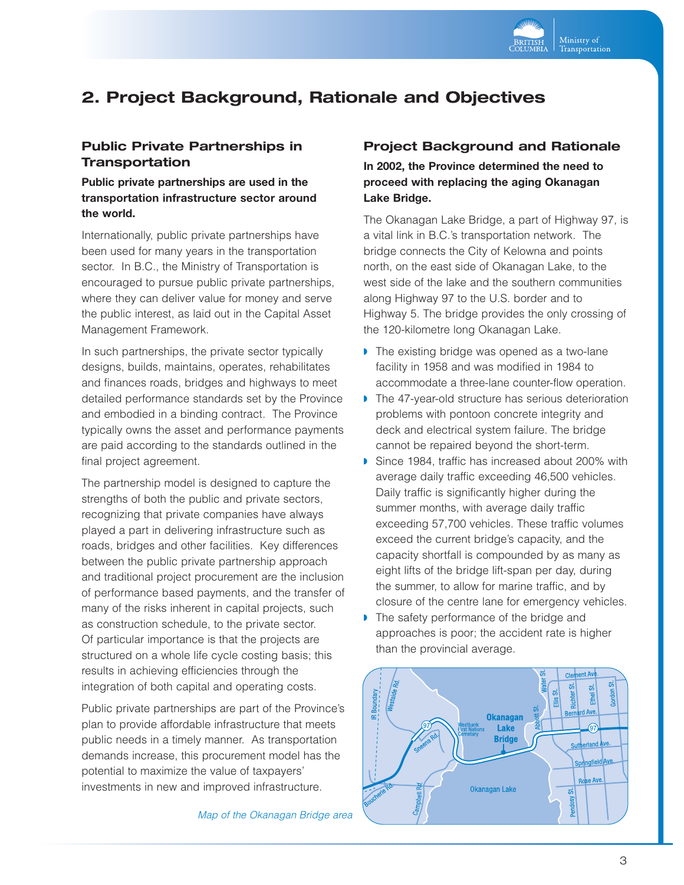# 2. Project Background, Rationale and Objectives

## Public Private Partnerships in Transportation

**Public private partnerships are used in the transportation infrastructure sector around the world.**

Internationally, public private partnerships have been used for many years in the transportation sector. In B.C., the Ministry of Transportation is encouraged to pursue public private partnerships, where they can deliver value for money and serve the public interest, as laid out in the Capital Asset Management Framework.

In such partnerships, the private sector typically designs, builds, maintains, operates, rehabilitates and finances roads, bridges and highways to meet detailed performance standards set by the Province and embodied in a binding contract. The Province typically owns the asset and performance payments are paid according to the standards outlined in the final project agreement.

The partnership model is designed to capture the strengths of both the public and private sectors, recognizing that private companies have always played a part in delivering infrastructure such as roads, bridges and other facilities. Key differences between the public private partnership approach and traditional project procurement are the inclusion of performance based payments, and the transfer of many of the risks inherent in capital projects, such as construction schedule, to the private sector. Of particular importance is that the projects are structured on a whole life cycle costing basis; this results in achieving efficiencies through the integration of both capital and operating costs.

Public private partnerships are part of the Province's plan to provide affordable infrastructure that meets public needs in a timely manner. As transportation demands increase, this procurement model has the potential to maximize the value of taxpayers' investments in new and improved infrastructure.

## Project Background and Rationale

**In 2002, the Province determined the need to proceed with replacing the aging Okanagan Lake Bridge.**

The Okanagan Lake Bridge, a part of Highway 97, is a vital link in B.C.'s transportation network. The bridge connects the City of Kelowna and points north, on the east side of Okanagan Lake, to the west side of the lake and the southern communities along Highway 97 to the U.S. border and to Highway 5. The bridge provides the only crossing of the 120-kilometre long Okanagan Lake.

- The existing bridge was opened as a two-lane facility in 1958 and was modified in 1984 to accommodate a three-lane counter-flow operation.
- The 47-year-old structure has serious deterioration problems with pontoon concrete integrity and deck and electrical system failure. The bridge cannot be repaired beyond the short-term.
- Since 1984, traffic has increased about 200% with average daily traffic exceeding 46,500 vehicles. Daily traffic is significantly higher during the summer months, with average daily traffic exceeding 57,700 vehicles. These traffic volumes exceed the current bridge's capacity, and the capacity shortfall is compounded by as many as eight lifts of the bridge lift-span per day, during the summer, to allow for marine traffic, and by closure of the centre lane for emergency vehicles.
- The safety performance of the bridge and approaches is poor; the accident rate is higher than the provincial average.

*Map of the Okanagan Bridge area*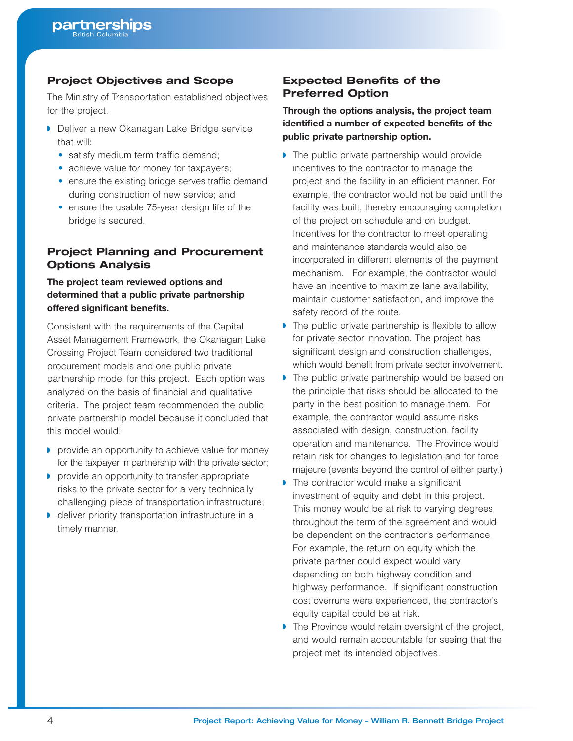## Project Objectives and Scope

The Ministry of Transportation established objectives for the project.

- Deliver a new Okanagan Lake Bridge service that will:
  - satisfy medium term traffic demand;
  - achieve value for money for taxpayers;
  - ensure the existing bridge serves traffic demand during construction of new service; and
  - ensure the usable 75-year design life of the bridge is secured.

## Project Planning and Procurement Options Analysis

**The project team reviewed options and determined that a public private partnership offered significant benefits.**

Consistent with the requirements of the Capital Asset Management Framework, the Okanagan Lake Crossing Project Team considered two traditional procurement models and one public private partnership model for this project. Each option was analyzed on the basis of financial and qualitative criteria. The project team recommended the public private partnership model because it concluded that this model would:

- provide an opportunity to achieve value for money for the taxpayer in partnership with the private sector;
- provide an opportunity to transfer appropriate risks to the private sector for a very technically challenging piece of transportation infrastructure;
- deliver priority transportation infrastructure in a timely manner.

## Expected Benefits of the Preferred Option

**Through the options analysis, the project team identified a number of expected benefits of the public private partnership option.**

- The public private partnership would provide incentives to the contractor to manage the project and the facility in an efficient manner. For example, the contractor would not be paid until the facility was built, thereby encouraging completion of the project on schedule and on budget. Incentives for the contractor to meet operating and maintenance standards would also be incorporated in different elements of the payment mechanism. For example, the contractor would have an incentive to maximize lane availability, maintain customer satisfaction, and improve the safety record of the route.
- The public private partnership is flexible to allow for private sector innovation. The project has significant design and construction challenges, which would benefit from private sector involvement.
- The public private partnership would be based on the principle that risks should be allocated to the party in the best position to manage them. For example, the contractor would assume risks associated with design, construction, facility operation and maintenance. The Province would retain risk for changes to legislation and for force majeure (events beyond the control of either party.)
- The contractor would make a significant investment of equity and debt in this project. This money would be at risk to varying degrees throughout the term of the agreement and would be dependent on the contractor's performance. For example, the return on equity which the private partner could expect would vary depending on both highway condition and highway performance. If significant construction cost overruns were experienced, the contractor's equity capital could be at risk.
- The Province would retain oversight of the project, and would remain accountable for seeing that the project met its intended objectives.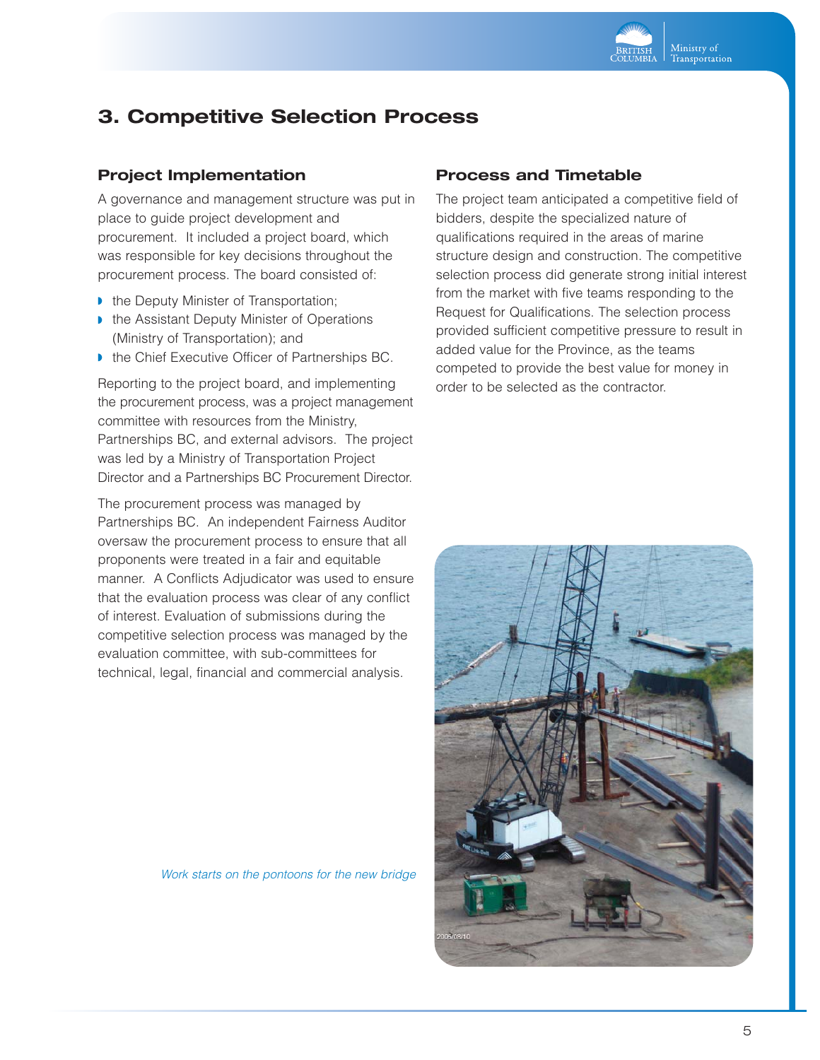## 3. Competitive Selection Process

### Project Implementation

A governance and management structure was put in place to guide project development and procurement. It included a project board, which was responsible for key decisions throughout the procurement process. The board consisted of:

- the Deputy Minister of Transportation;
- the Assistant Deputy Minister of Operations (Ministry of Transportation); and
- the Chief Executive Officer of Partnerships BC.

Reporting to the project board, and implementing the procurement process, was a project management committee with resources from the Ministry, Partnerships BC, and external advisors. The project was led by a Ministry of Transportation Project Director and a Partnerships BC Procurement Director.

The procurement process was managed by Partnerships BC. An independent Fairness Auditor oversaw the procurement process to ensure that all proponents were treated in a fair and equitable manner. A Conflicts Adjudicator was used to ensure that the evaluation process was clear of any conflict of interest. Evaluation of submissions during the competitive selection process was managed by the evaluation committee, with sub-committees for technical, legal, financial and commercial analysis.

### Process and Timetable

The project team anticipated a competitive field of bidders, despite the specialized nature of qualifications required in the areas of marine structure design and construction. The competitive selection process did generate strong initial interest from the market with five teams responding to the Request for Qualifications. The selection process provided sufficient competitive pressure to result in added value for the Province, as the teams competed to provide the best value for money in order to be selected as the contractor.

*Work starts on the pontoons for the new bridge*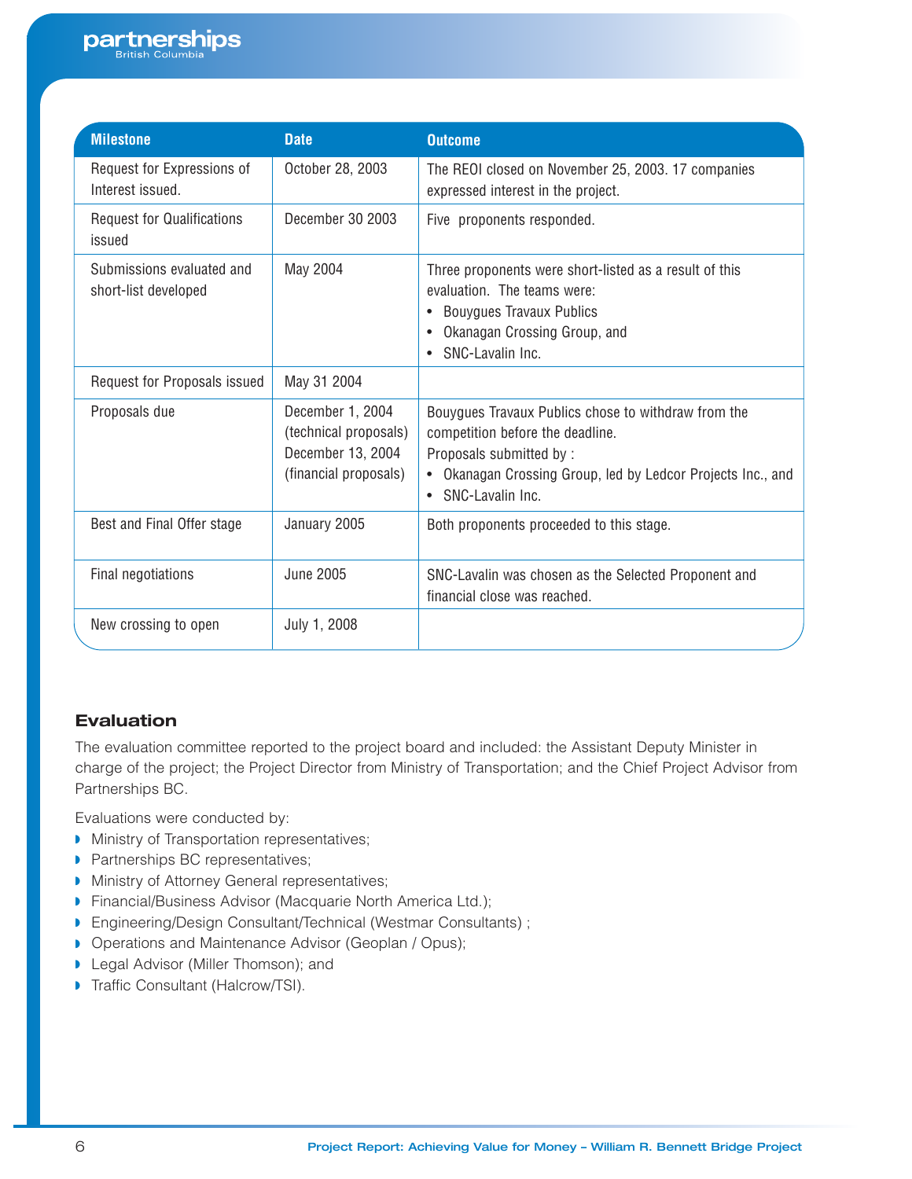| Milestone | Date | Outcome |
|---|---|---|
| Request for Expressions of Interest issued. | October 28, 2003 | The REOI closed on November 25, 2003. 17 companies expressed interest in the project. |
| Request for Qualifications issued | December 30 2003 | Five proponents responded. |
| Submissions evaluated and short-list developed | May 2004 | Three proponents were short-listed as a result of this evaluation. The teams were:<br>• Bouygues Travaux Publics<br>• Okanagan Crossing Group, and<br>• SNC-Lavalin Inc. |
| Request for Proposals issued | May 31 2004 | |
| Proposals due | December 1, 2004 (technical proposals)<br>December 13, 2004 (financial proposals) | Bouygues Travaux Publics chose to withdraw from the competition before the deadline.<br>Proposals submitted by :<br>• Okanagan Crossing Group, led by Ledcor Projects Inc., and<br>• SNC-Lavalin Inc. |
| Best and Final Offer stage | January 2005 | Both proponents proceeded to this stage. |
| Final negotiations | June 2005 | SNC-Lavalin was chosen as the Selected Proponent and financial close was reached. |
| New crossing to open | July 1, 2008 | |

## Evaluation

The evaluation committee reported to the project board and included: the Assistant Deputy Minister in charge of the project; the Project Director from Ministry of Transportation; and the Chief Project Advisor from Partnerships BC.

Evaluations were conducted by:

- Ministry of Transportation representatives;
- Partnerships BC representatives;
- Ministry of Attorney General representatives;
- Financial/Business Advisor (Macquarie North America Ltd.);
- Engineering/Design Consultant/Technical (Westmar Consultants) ;
- Operations and Maintenance Advisor (Geoplan / Opus);
- Legal Advisor (Miller Thomson); and
- Traffic Consultant (Halcrow/TSI).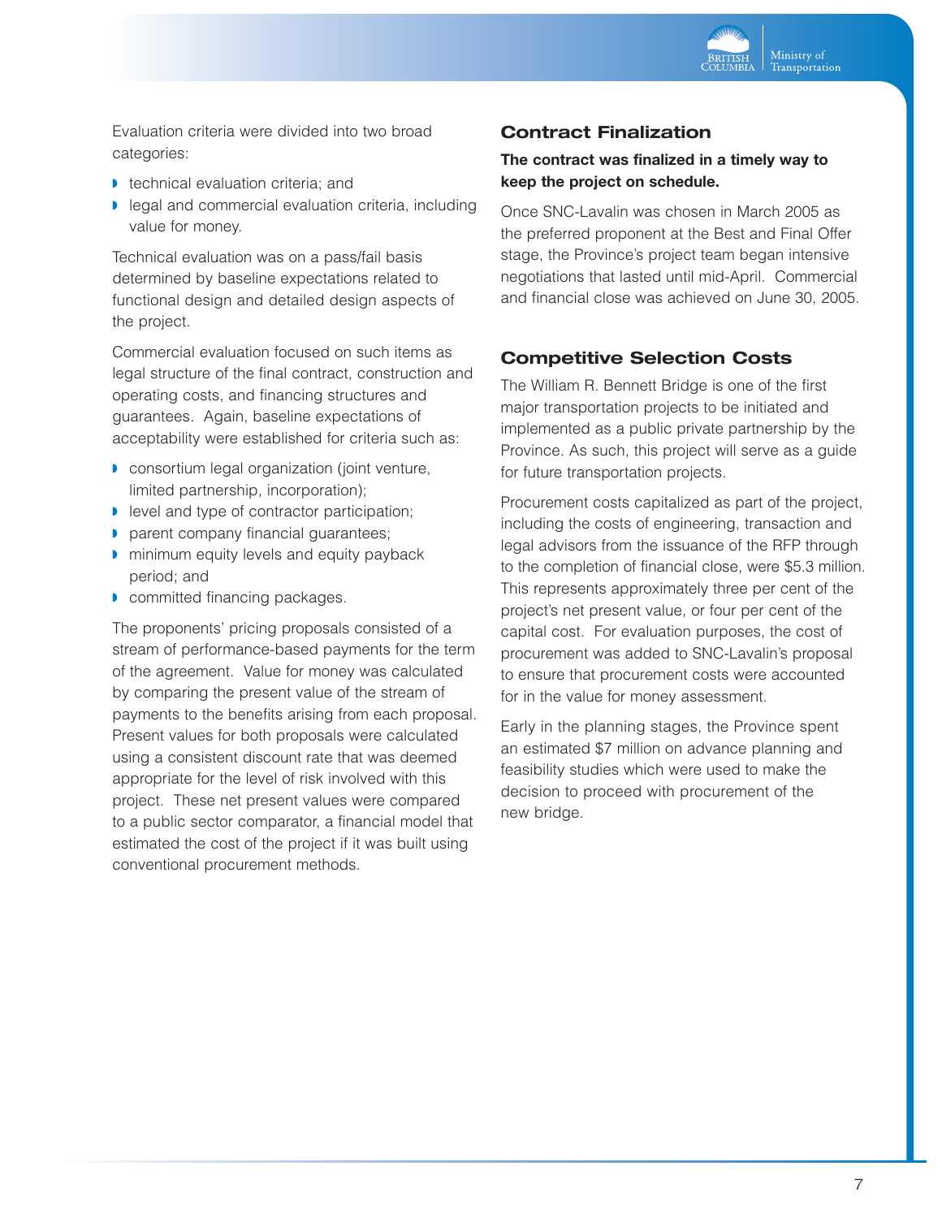Evaluation criteria were divided into two broad categories:

- technical evaluation criteria; and
- legal and commercial evaluation criteria, including value for money.

Technical evaluation was on a pass/fail basis determined by baseline expectations related to functional design and detailed design aspects of the project.

Commercial evaluation focused on such items as legal structure of the final contract, construction and operating costs, and financing structures and guarantees. Again, baseline expectations of acceptability were established for criteria such as:

- consortium legal organization (joint venture, limited partnership, incorporation);
- level and type of contractor participation;
- parent company financial guarantees;
- minimum equity levels and equity payback period; and
- committed financing packages.

The proponents' pricing proposals consisted of a stream of performance-based payments for the term of the agreement. Value for money was calculated by comparing the present value of the stream of payments to the benefits arising from each proposal. Present values for both proposals were calculated using a consistent discount rate that was deemed appropriate for the level of risk involved with this project. These net present values were compared to a public sector comparator, a financial model that estimated the cost of the project if it was built using conventional procurement methods.

## Contract Finalization

**The contract was finalized in a timely way to keep the project on schedule.**

Once SNC-Lavalin was chosen in March 2005 as the preferred proponent at the Best and Final Offer stage, the Province's project team began intensive negotiations that lasted until mid-April. Commercial and financial close was achieved on June 30, 2005.

## Competitive Selection Costs

The William R. Bennett Bridge is one of the first major transportation projects to be initiated and implemented as a public private partnership by the Province. As such, this project will serve as a guide for future transportation projects.

Procurement costs capitalized as part of the project, including the costs of engineering, transaction and legal advisors from the issuance of the RFP through to the completion of financial close, were $5.3 million. This represents approximately three per cent of the project's net present value, or four per cent of the capital cost. For evaluation purposes, the cost of procurement was added to SNC-Lavalin's proposal to ensure that procurement costs were accounted for in the value for money assessment.

Early in the planning stages, the Province spent an estimated $7 million on advance planning and feasibility studies which were used to make the decision to proceed with procurement of the new bridge.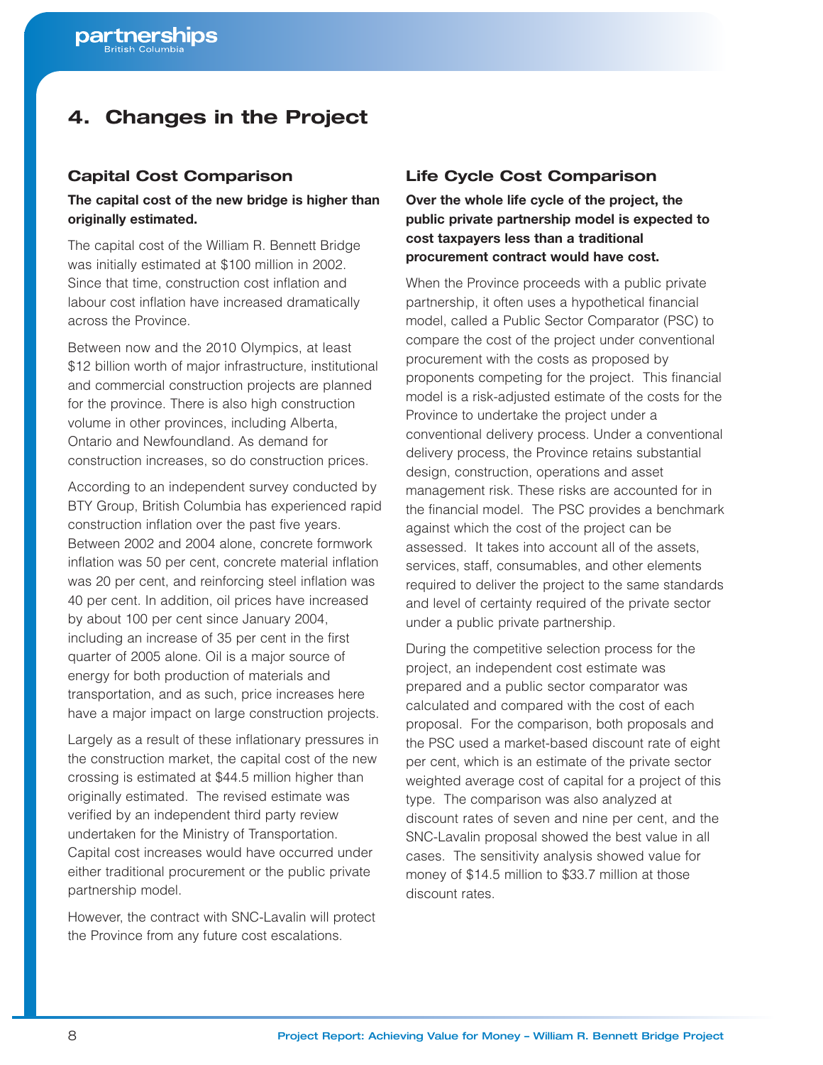# 4. Changes in the Project

## Capital Cost Comparison

**The capital cost of the new bridge is higher than originally estimated.**

The capital cost of the William R. Bennett Bridge was initially estimated at $100 million in 2002. Since that time, construction cost inflation and labour cost inflation have increased dramatically across the Province.

Between now and the 2010 Olympics, at least $12 billion worth of major infrastructure, institutional and commercial construction projects are planned for the province. There is also high construction volume in other provinces, including Alberta, Ontario and Newfoundland. As demand for construction increases, so do construction prices.

According to an independent survey conducted by BTY Group, British Columbia has experienced rapid construction inflation over the past five years. Between 2002 and 2004 alone, concrete formwork inflation was 50 per cent, concrete material inflation was 20 per cent, and reinforcing steel inflation was 40 per cent. In addition, oil prices have increased by about 100 per cent since January 2004, including an increase of 35 per cent in the first quarter of 2005 alone. Oil is a major source of energy for both production of materials and transportation, and as such, price increases here have a major impact on large construction projects.

Largely as a result of these inflationary pressures in the construction market, the capital cost of the new crossing is estimated at $44.5 million higher than originally estimated. The revised estimate was verified by an independent third party review undertaken for the Ministry of Transportation. Capital cost increases would have occurred under either traditional procurement or the public private partnership model.

However, the contract with SNC-Lavalin will protect the Province from any future cost escalations.

## Life Cycle Cost Comparison

**Over the whole life cycle of the project, the public private partnership model is expected to cost taxpayers less than a traditional procurement contract would have cost.**

When the Province proceeds with a public private partnership, it often uses a hypothetical financial model, called a Public Sector Comparator (PSC) to compare the cost of the project under conventional procurement with the costs as proposed by proponents competing for the project. This financial model is a risk-adjusted estimate of the costs for the Province to undertake the project under a conventional delivery process. Under a conventional delivery process, the Province retains substantial design, construction, operations and asset management risk. These risks are accounted for in the financial model. The PSC provides a benchmark against which the cost of the project can be assessed. It takes into account all of the assets, services, staff, consumables, and other elements required to deliver the project to the same standards and level of certainty required of the private sector under a public private partnership.

During the competitive selection process for the project, an independent cost estimate was prepared and a public sector comparator was calculated and compared with the cost of each proposal. For the comparison, both proposals and the PSC used a market-based discount rate of eight per cent, which is an estimate of the private sector weighted average cost of capital for a project of this type. The comparison was also analyzed at discount rates of seven and nine per cent, and the SNC-Lavalin proposal showed the best value in all cases. The sensitivity analysis showed value for money of $14.5 million to $33.7 million at those discount rates.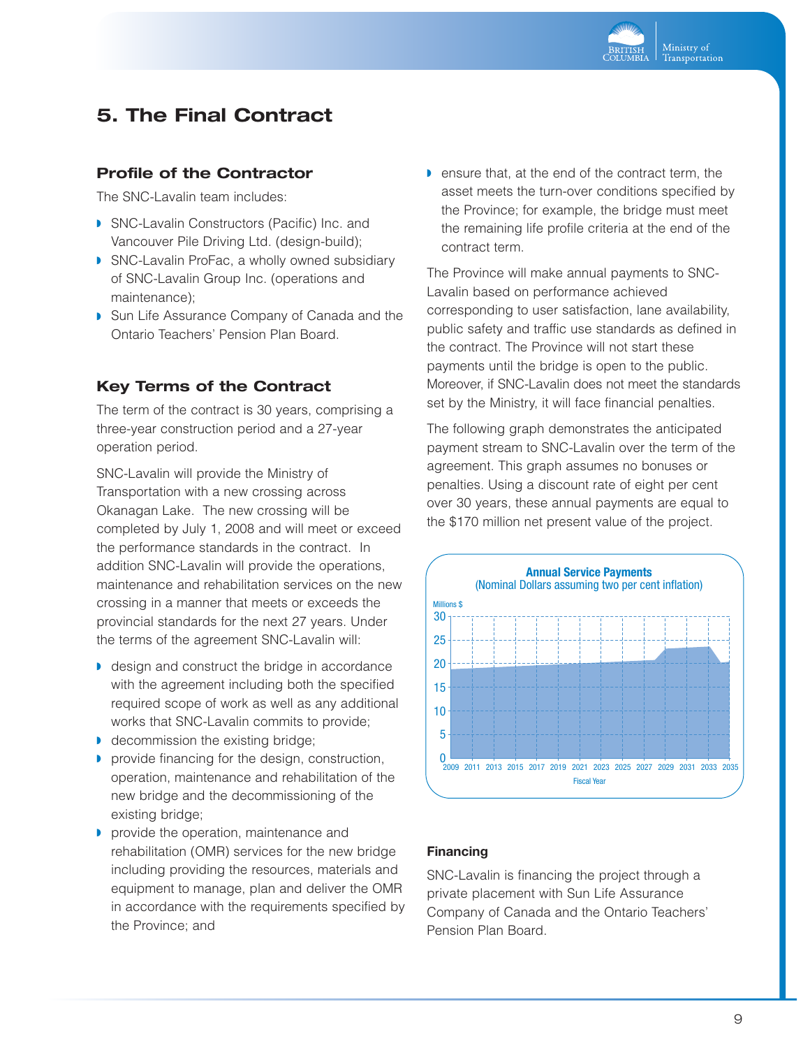# 5. The Final Contract

## Profile of the Contractor

The SNC-Lavalin team includes:

- SNC-Lavalin Constructors (Pacific) Inc. and Vancouver Pile Driving Ltd. (design-build);
- SNC-Lavalin ProFac, a wholly owned subsidiary of SNC-Lavalin Group Inc. (operations and maintenance);
- Sun Life Assurance Company of Canada and the Ontario Teachers' Pension Plan Board.

## Key Terms of the Contract

The term of the contract is 30 years, comprising a three-year construction period and a 27-year operation period.

SNC-Lavalin will provide the Ministry of Transportation with a new crossing across Okanagan Lake. The new crossing will be completed by July 1, 2008 and will meet or exceed the performance standards in the contract. In addition SNC-Lavalin will provide the operations, maintenance and rehabilitation services on the new crossing in a manner that meets or exceeds the provincial standards for the next 27 years. Under the terms of the agreement SNC-Lavalin will:

- design and construct the bridge in accordance with the agreement including both the specified required scope of work as well as any additional works that SNC-Lavalin commits to provide;
- decommission the existing bridge;
- provide financing for the design, construction, operation, maintenance and rehabilitation of the new bridge and the decommissioning of the existing bridge;
- provide the operation, maintenance and rehabilitation (OMR) services for the new bridge including providing the resources, materials and equipment to manage, plan and deliver the OMR in accordance with the requirements specified by the Province; and
- ensure that, at the end of the contract term, the asset meets the turn-over conditions specified by the Province; for example, the bridge must meet the remaining life profile criteria at the end of the contract term.

The Province will make annual payments to SNC-Lavalin based on performance achieved corresponding to user satisfaction, lane availability, public safety and traffic use standards as defined in the contract. The Province will not start these payments until the bridge is open to the public. Moreover, if SNC-Lavalin does not meet the standards set by the Ministry, it will face financial penalties.

The following graph demonstrates the anticipated payment stream to SNC-Lavalin over the term of the agreement. This graph assumes no bonuses or penalties. Using a discount rate of eight per cent over 30 years, these annual payments are equal to the $170 million net present value of the project.

**Annual Service Payments**
(Nominal Dollars assuming two per cent inflation)

Millions $ (0–30) by Fiscal Year (2009–2035)

### Financing

SNC-Lavalin is financing the project through a private placement with Sun Life Assurance Company of Canada and the Ontario Teachers' Pension Plan Board.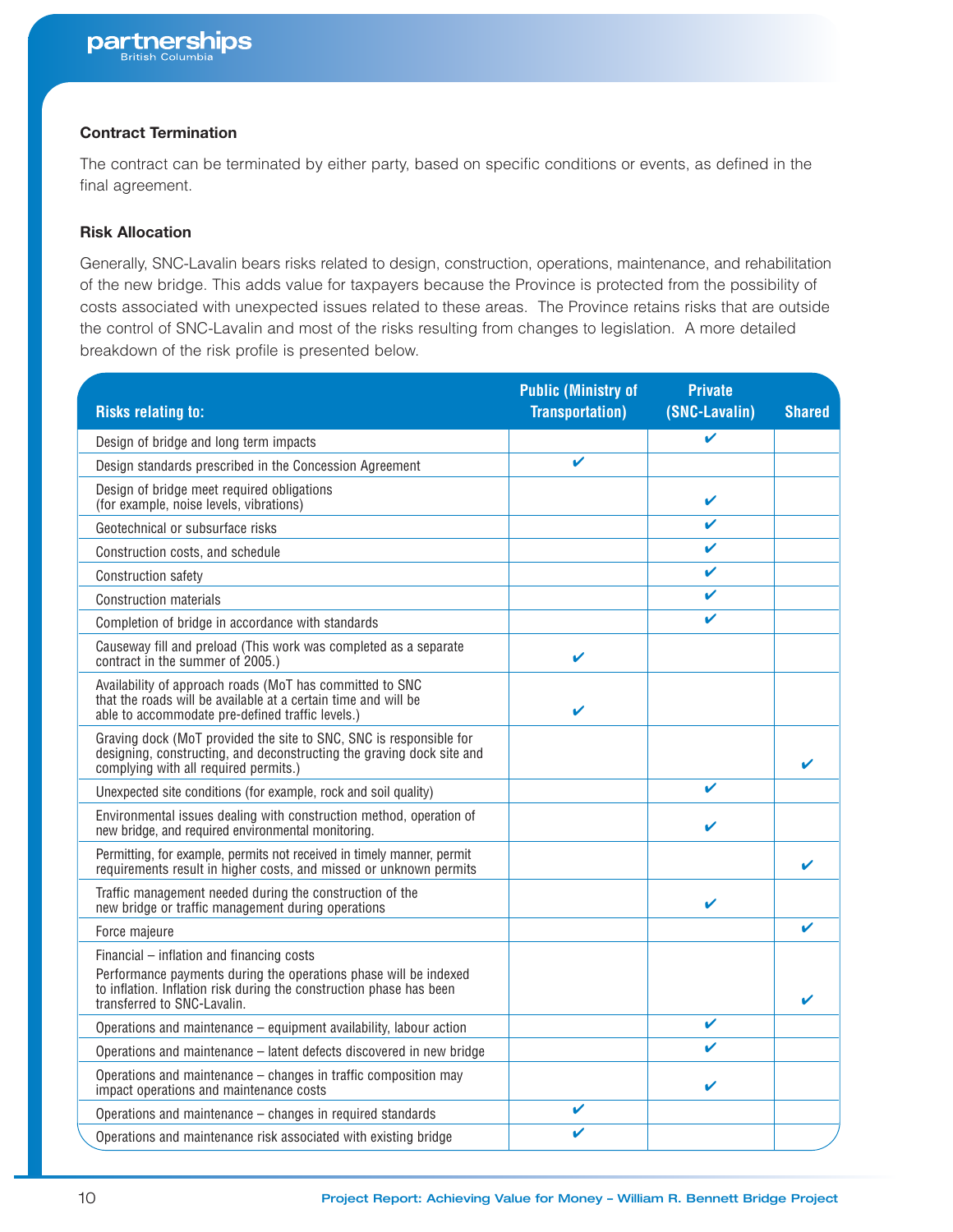### Contract Termination

The contract can be terminated by either party, based on specific conditions or events, as defined in the final agreement.

### Risk Allocation

Generally, SNC-Lavalin bears risks related to design, construction, operations, maintenance, and rehabilitation of the new bridge. This adds value for taxpayers because the Province is protected from the possibility of costs associated with unexpected issues related to these areas. The Province retains risks that are outside the control of SNC-Lavalin and most of the risks resulting from changes to legislation. A more detailed breakdown of the risk profile is presented below.

| Risks relating to: | Public (Ministry of Transportation) | Private (SNC-Lavalin) | Shared |
|---|---|---|---|
| Design of bridge and long term impacts | | ✔ | |
| Design standards prescribed in the Concession Agreement | ✔ | | |
| Design of bridge meet required obligations (for example, noise levels, vibrations) | | ✔ | |
| Geotechnical or subsurface risks | | ✔ | |
| Construction costs, and schedule | | ✔ | |
| Construction safety | | ✔ | |
| Construction materials | | ✔ | |
| Completion of bridge in accordance with standards | | ✔ | |
| Causeway fill and preload (This work was completed as a separate contract in the summer of 2005.) | ✔ | | |
| Availability of approach roads (MoT has committed to SNC that the roads will be available at a certain time and will be able to accommodate pre-defined traffic levels.) | ✔ | | |
| Graving dock (MoT provided the site to SNC, SNC is responsible for designing, constructing, and deconstructing the graving dock site and complying with all required permits.) | | | ✔ |
| Unexpected site conditions (for example, rock and soil quality) | | ✔ | |
| Environmental issues dealing with construction method, operation of new bridge, and required environmental monitoring. | | ✔ | |
| Permitting, for example, permits not received in timely manner, permit requirements result in higher costs, and missed or unknown permits | | | ✔ |
| Traffic management needed during the construction of the new bridge or traffic management during operations | | ✔ | |
| Force majeure | | | ✔ |
| Financial – inflation and financing costs<br>Performance payments during the operations phase will be indexed to inflation. Inflation risk during the construction phase has been transferred to SNC-Lavalin. | | | ✔ |
| Operations and maintenance – equipment availability, labour action | | ✔ | |
| Operations and maintenance – latent defects discovered in new bridge | | ✔ | |
| Operations and maintenance – changes in traffic composition may impact operations and maintenance costs | | ✔ | |
| Operations and maintenance – changes in required standards | ✔ | | |
| Operations and maintenance risk associated with existing bridge | ✔ | | |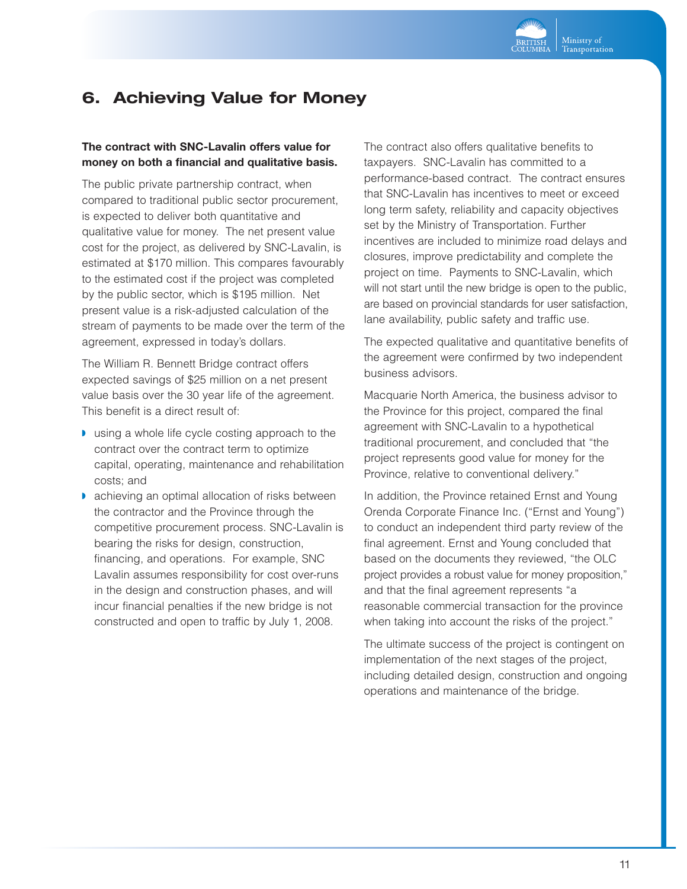## 6. Achieving Value for Money

**The contract with SNC-Lavalin offers value for money on both a financial and qualitative basis.**

The public private partnership contract, when compared to traditional public sector procurement, is expected to deliver both quantitative and qualitative value for money. The net present value cost for the project, as delivered by SNC-Lavalin, is estimated at $170 million. This compares favourably to the estimated cost if the project was completed by the public sector, which is $195 million. Net present value is a risk-adjusted calculation of the stream of payments to be made over the term of the agreement, expressed in today's dollars.

The William R. Bennett Bridge contract offers expected savings of $25 million on a net present value basis over the 30 year life of the agreement. This benefit is a direct result of:

- using a whole life cycle costing approach to the contract over the contract term to optimize capital, operating, maintenance and rehabilitation costs; and
- achieving an optimal allocation of risks between the contractor and the Province through the competitive procurement process. SNC-Lavalin is bearing the risks for design, construction, financing, and operations. For example, SNC Lavalin assumes responsibility for cost over-runs in the design and construction phases, and will incur financial penalties if the new bridge is not constructed and open to traffic by July 1, 2008.

The contract also offers qualitative benefits to taxpayers. SNC-Lavalin has committed to a performance-based contract. The contract ensures that SNC-Lavalin has incentives to meet or exceed long term safety, reliability and capacity objectives set by the Ministry of Transportation. Further incentives are included to minimize road delays and closures, improve predictability and complete the project on time. Payments to SNC-Lavalin, which will not start until the new bridge is open to the public, are based on provincial standards for user satisfaction, lane availability, public safety and traffic use.

The expected qualitative and quantitative benefits of the agreement were confirmed by two independent business advisors.

Macquarie North America, the business advisor to the Province for this project, compared the final agreement with SNC-Lavalin to a hypothetical traditional procurement, and concluded that "the project represents good value for money for the Province, relative to conventional delivery."

In addition, the Province retained Ernst and Young Orenda Corporate Finance Inc. ("Ernst and Young") to conduct an independent third party review of the final agreement. Ernst and Young concluded that based on the documents they reviewed, "the OLC project provides a robust value for money proposition," and that the final agreement represents "a reasonable commercial transaction for the province when taking into account the risks of the project."

The ultimate success of the project is contingent on implementation of the next stages of the project, including detailed design, construction and ongoing operations and maintenance of the bridge.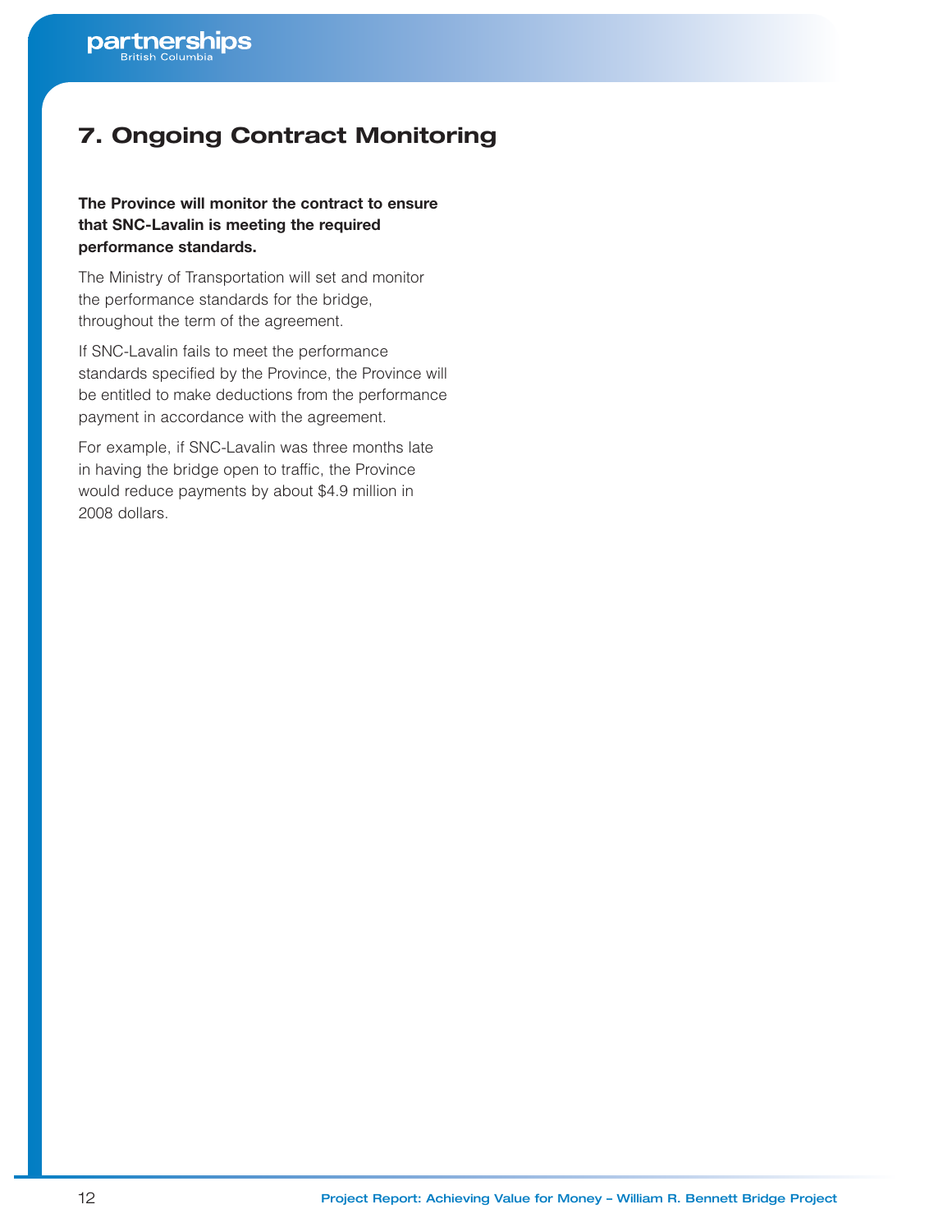# 7. Ongoing Contract Monitoring

**The Province will monitor the contract to ensure that SNC-Lavalin is meeting the required performance standards.**

The Ministry of Transportation will set and monitor the performance standards for the bridge, throughout the term of the agreement.

If SNC-Lavalin fails to meet the performance standards specified by the Province, the Province will be entitled to make deductions from the performance payment in accordance with the agreement.

For example, if SNC-Lavalin was three months late in having the bridge open to traffic, the Province would reduce payments by about $4.9 million in 2008 dollars.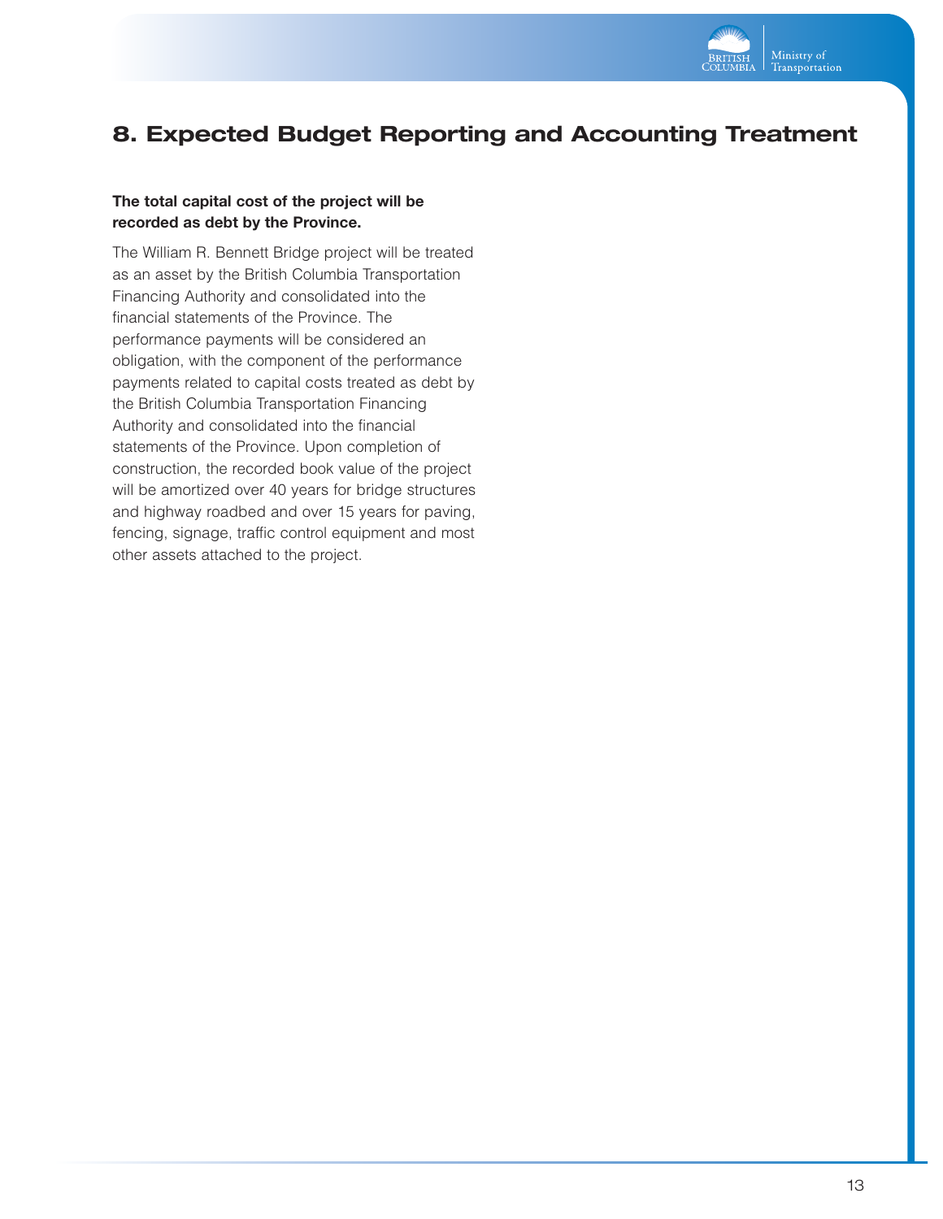## 8. Expected Budget Reporting and Accounting Treatment

**The total capital cost of the project will be recorded as debt by the Province.**

The William R. Bennett Bridge project will be treated as an asset by the British Columbia Transportation Financing Authority and consolidated into the financial statements of the Province. The performance payments will be considered an obligation, with the component of the performance payments related to capital costs treated as debt by the British Columbia Transportation Financing Authority and consolidated into the financial statements of the Province. Upon completion of construction, the recorded book value of the project will be amortized over 40 years for bridge structures and highway roadbed and over 15 years for paving, fencing, signage, traffic control equipment and most other assets attached to the project.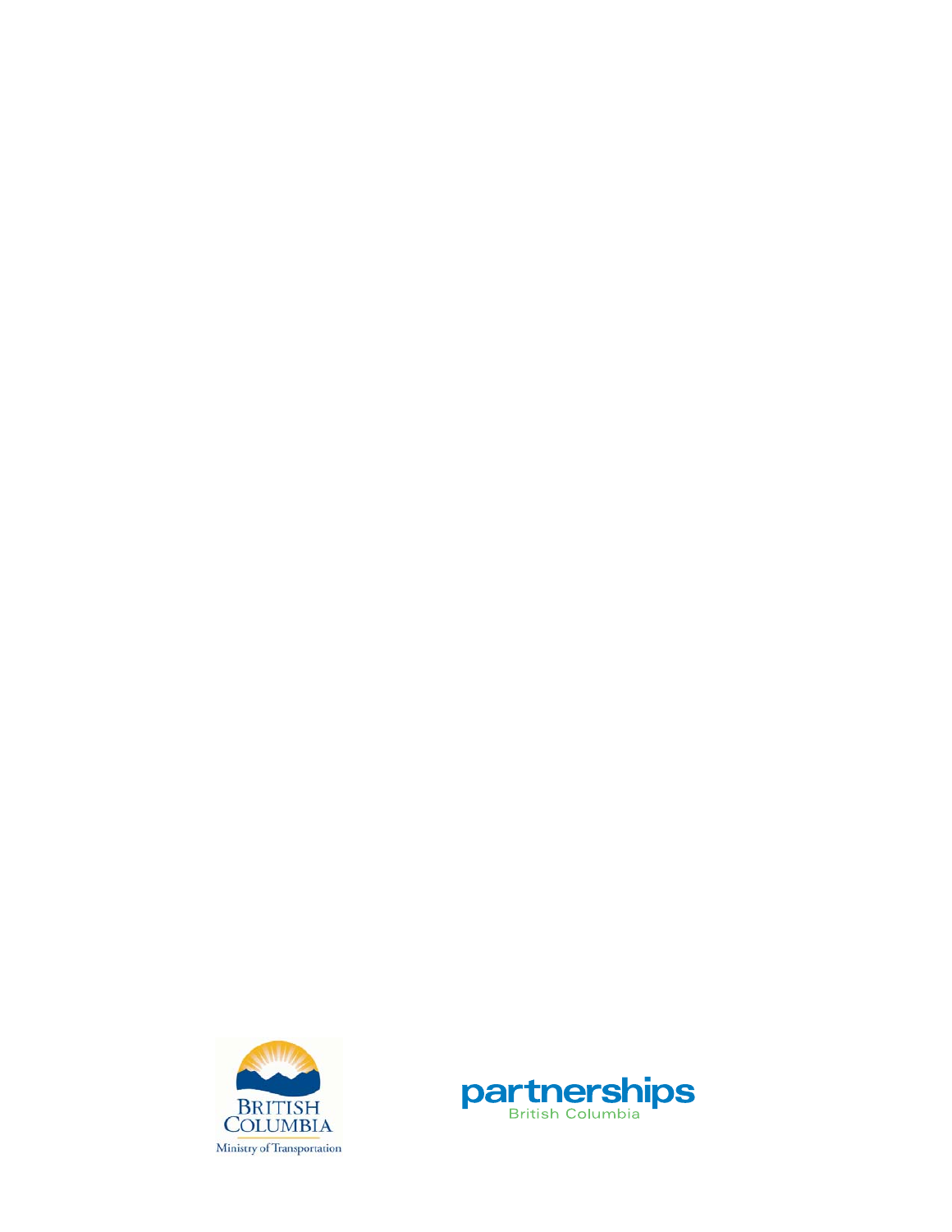BRITISH COLUMBIA

Ministry of Transportation

partnerships

British Columbia